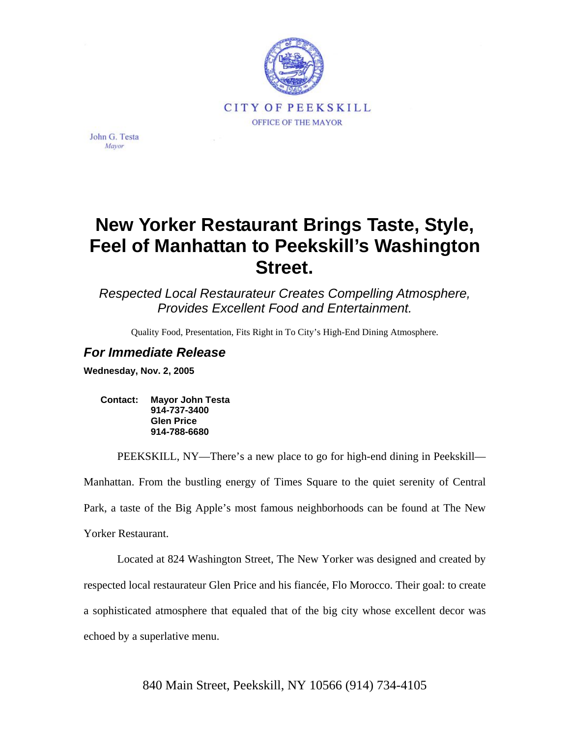CITY OF PEEKSKILL

OFFICE OF THE MAYOR

John G. Testa
*Mayor*

# New Yorker Restaurant Brings Taste, Style, Feel of Manhattan to Peekskill's Washington Street.

*Respected Local Restaurateur Creates Compelling Atmosphere, Provides Excellent Food and Entertainment.*

Quality Food, Presentation, Fits Right in To City's High-End Dining Atmosphere.

## *For Immediate Release*

**Wednesday, Nov. 2, 2005**

**Contact: Mayor John Testa**
**914-737-3400**
**Glen Price**
**914-788-6680**

PEEKSKILL, NY—There's a new place to go for high-end dining in Peekskill—Manhattan. From the bustling energy of Times Square to the quiet serenity of Central Park, a taste of the Big Apple's most famous neighborhoods can be found at The New Yorker Restaurant.

Located at 824 Washington Street, The New Yorker was designed and created by respected local restaurateur Glen Price and his fiancée, Flo Morocco. Their goal: to create a sophisticated atmosphere that equaled that of the big city whose excellent decor was echoed by a superlative menu.

840 Main Street, Peekskill, NY 10566 (914) 734-4105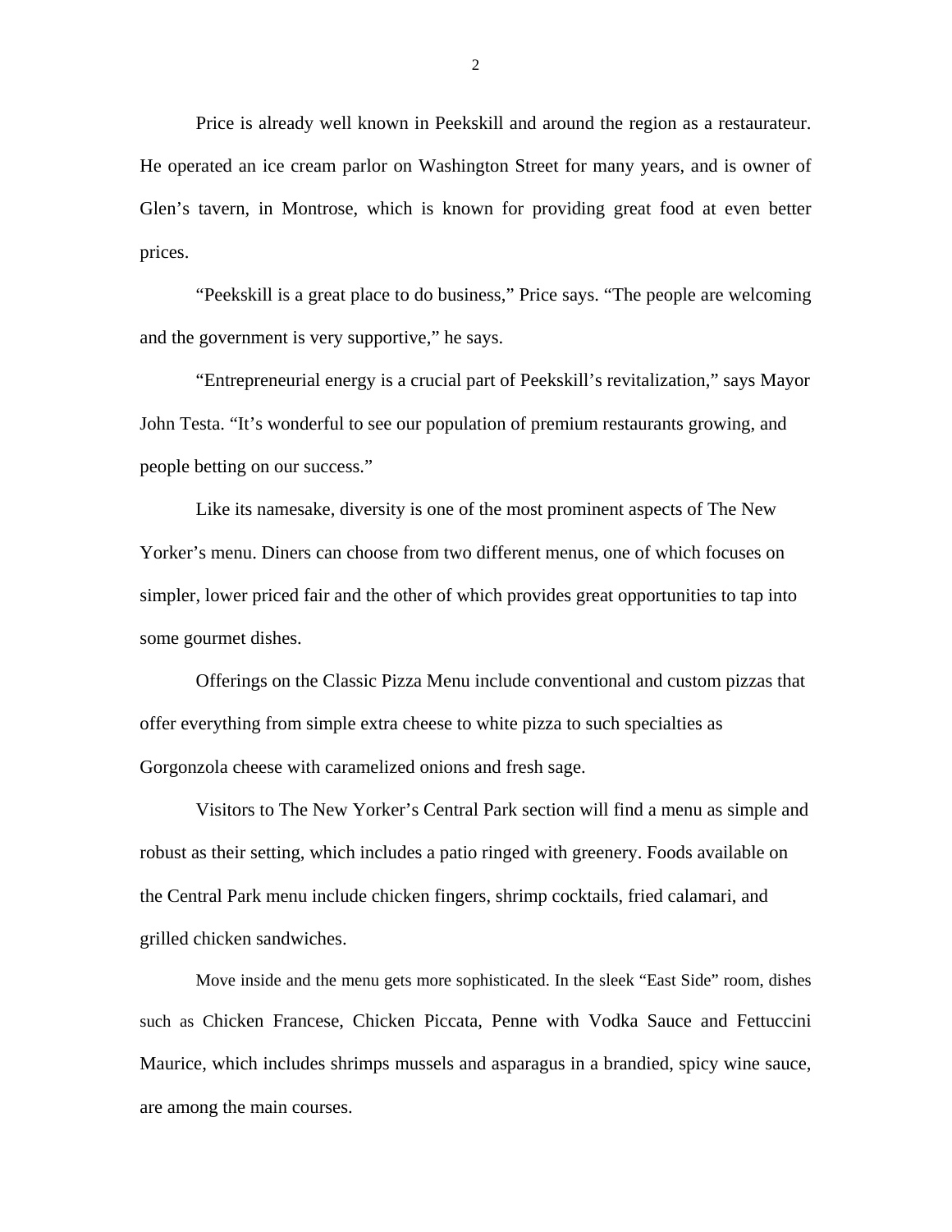Price is already well known in Peekskill and around the region as a restaurateur. He operated an ice cream parlor on Washington Street for many years, and is owner of Glen's tavern, in Montrose, which is known for providing great food at even better prices.

"Peekskill is a great place to do business," Price says. "The people are welcoming and the government is very supportive," he says.

"Entrepreneurial energy is a crucial part of Peekskill's revitalization," says Mayor John Testa. "It's wonderful to see our population of premium restaurants growing, and people betting on our success."

Like its namesake, diversity is one of the most prominent aspects of The New Yorker's menu. Diners can choose from two different menus, one of which focuses on simpler, lower priced fair and the other of which provides great opportunities to tap into some gourmet dishes.

Offerings on the Classic Pizza Menu include conventional and custom pizzas that offer everything from simple extra cheese to white pizza to such specialties as Gorgonzola cheese with caramelized onions and fresh sage.

Visitors to The New Yorker's Central Park section will find a menu as simple and robust as their setting, which includes a patio ringed with greenery. Foods available on the Central Park menu include chicken fingers, shrimp cocktails, fried calamari, and grilled chicken sandwiches.

Move inside and the menu gets more sophisticated. In the sleek "East Side" room, dishes such as Chicken Francese, Chicken Piccata, Penne with Vodka Sauce and Fettuccini Maurice, which includes shrimps mussels and asparagus in a brandied, spicy wine sauce, are among the main courses.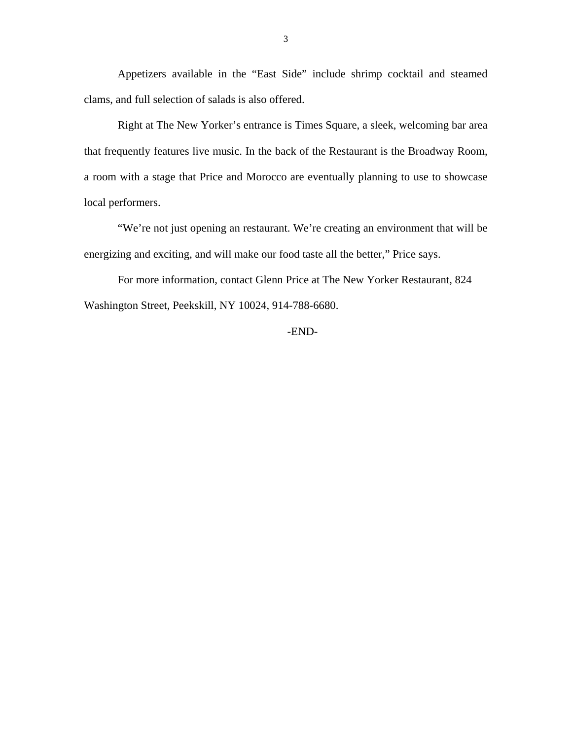Appetizers available in the “East Side” include shrimp cocktail and steamed clams, and full selection of salads is also offered.

Right at The New Yorker’s entrance is Times Square, a sleek, welcoming bar area that frequently features live music. In the back of the Restaurant is the Broadway Room, a room with a stage that Price and Morocco are eventually planning to use to showcase local performers.

“We’re not just opening an restaurant. We’re creating an environment that will be energizing and exciting, and will make our food taste all the better,” Price says.

For more information, contact Glenn Price at The New Yorker Restaurant, 824 Washington Street, Peekskill, NY 10024, 914-788-6680.

-END-